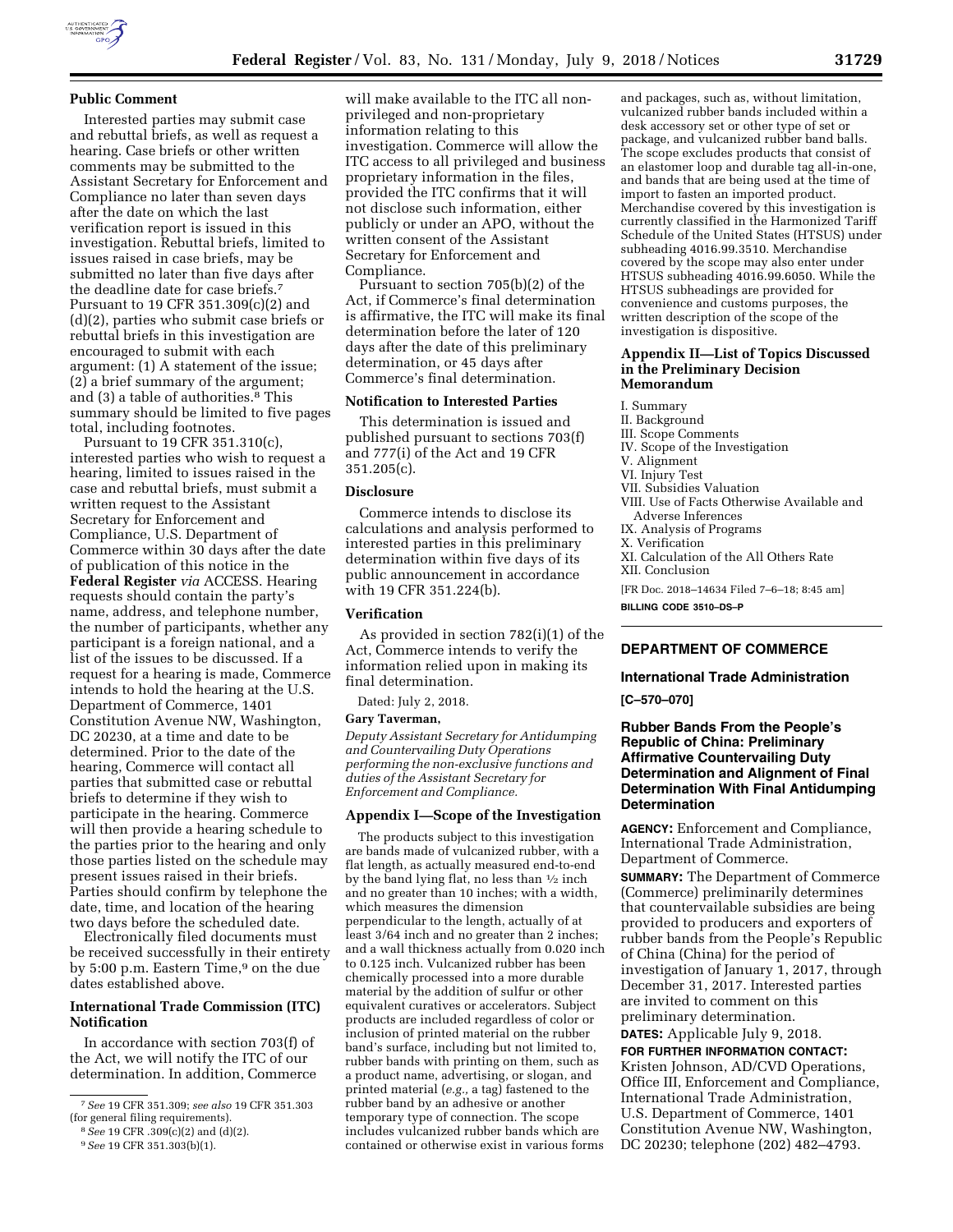## Public Comment

Interested parties may submit case and rebuttal briefs, as well as request a hearing. Case briefs or other written comments may be submitted to the Assistant Secretary for Enforcement and Compliance no later than seven days after the date on which the last verification report is issued in this investigation. Rebuttal briefs, limited to issues raised in case briefs, may be submitted no later than five days after the deadline date for case briefs.[7] Pursuant to 19 CFR 351.309(c)(2) and (d)(2), parties who submit case briefs or rebuttal briefs in this investigation are encouraged to submit with each argument: (1) A statement of the issue; (2) a brief summary of the argument; and (3) a table of authorities.[8] This summary should be limited to five pages total, including footnotes.

Pursuant to 19 CFR 351.310(c), interested parties who wish to request a hearing, limited to issues raised in the case and rebuttal briefs, must submit a written request to the Assistant Secretary for Enforcement and Compliance, U.S. Department of Commerce within 30 days after the date of publication of this notice in the **Federal Register** *via* ACCESS. Hearing requests should contain the party's name, address, and telephone number, the number of participants, whether any participant is a foreign national, and a list of the issues to be discussed. If a request for a hearing is made, Commerce intends to hold the hearing at the U.S. Department of Commerce, 1401 Constitution Avenue NW, Washington, DC 20230, at a time and date to be determined. Prior to the date of the hearing, Commerce will contact all parties that submitted case or rebuttal briefs to determine if they wish to participate in the hearing. Commerce will then provide a hearing schedule to the parties prior to the hearing and only those parties listed on the schedule may present issues raised in their briefs. Parties should confirm by telephone the date, time, and location of the hearing two days before the scheduled date.

Electronically filed documents must be received successfully in their entirety by 5:00 p.m. Eastern Time,[9] on the due dates established above.

## International Trade Commission (ITC) Notification

In accordance with section 703(f) of the Act, we will notify the ITC of our determination. In addition, Commerce will make available to the ITC all non-privileged and non-proprietary information relating to this investigation. Commerce will allow the ITC access to all privileged and business proprietary information in the files, provided the ITC confirms that it will not disclose such information, either publicly or under an APO, without the written consent of the Assistant Secretary for Enforcement and Compliance.

Pursuant to section 705(b)(2) of the Act, if Commerce's final determination is affirmative, the ITC will make its final determination before the later of 120 days after the date of this preliminary determination, or 45 days after Commerce's final determination.

## Notification to Interested Parties

This determination is issued and published pursuant to sections 703(f) and 777(i) of the Act and 19 CFR 351.205(c).

## Disclosure

Commerce intends to disclose its calculations and analysis performed to interested parties in this preliminary determination within five days of its public announcement in accordance with 19 CFR 351.224(b).

## Verification

As provided in section 782(i)(1) of the Act, Commerce intends to verify the information relied upon in making its final determination.

Dated: July 2, 2018.

**Gary Taverman,**

*Deputy Assistant Secretary for Antidumping and Countervailing Duty Operations performing the non-exclusive functions and duties of the Assistant Secretary for Enforcement and Compliance.*

## Appendix I—Scope of the Investigation

The products subject to this investigation are bands made of vulcanized rubber, with a flat length, as actually measured end-to-end by the band lying flat, no less than ½ inch and no greater than 10 inches; with a width, which measures the dimension perpendicular to the length, actually of at least 3/64 inch and no greater than 2 inches; and a wall thickness actually from 0.020 inch to 0.125 inch. Vulcanized rubber has been chemically processed into a more durable material by the addition of sulfur or other equivalent curatives or accelerators. Subject products are included regardless of color or inclusion of printed material on the rubber band's surface, including but not limited to, rubber bands with printing on them, such as a product name, advertising, or slogan, and printed material (*e.g.,* a tag) fastened to the rubber band by an adhesive or another temporary type of connection. The scope includes vulcanized rubber bands which are contained or otherwise exist in various forms and packages, such as, without limitation, vulcanized rubber bands included within a desk accessory set or other type of set or package, and vulcanized rubber band balls. The scope excludes products that consist of an elastomer loop and durable tag all-in-one, and bands that are being used at the time of import to fasten an imported product. Merchandise covered by this investigation is currently classified in the Harmonized Tariff Schedule of the United States (HTSUS) under subheading 4016.99.3510. Merchandise covered by the scope may also enter under HTSUS subheading 4016.99.6050. While the HTSUS subheadings are provided for convenience and customs purposes, the written description of the scope of the investigation is dispositive.

## Appendix II—List of Topics Discussed in the Preliminary Decision Memorandum

I. Summary
II. Background
III. Scope Comments
IV. Scope of the Investigation
V. Alignment
VI. Injury Test
VII. Subsidies Valuation
VIII. Use of Facts Otherwise Available and Adverse Inferences
IX. Analysis of Programs
X. Verification
XI. Calculation of the All Others Rate
XII. Conclusion

[FR Doc. 2018–14634 Filed 7–6–18; 8:45 am]

**BILLING CODE 3510–DS–P**

---

## DEPARTMENT OF COMMERCE

### International Trade Administration

**[C–570–070]**

### Rubber Bands From the People's Republic of China: Preliminary Affirmative Countervailing Duty Determination and Alignment of Final Determination With Final Antidumping Determination

**AGENCY:** Enforcement and Compliance, International Trade Administration, Department of Commerce.

**SUMMARY:** The Department of Commerce (Commerce) preliminarily determines that countervailable subsidies are being provided to producers and exporters of rubber bands from the People's Republic of China (China) for the period of investigation of January 1, 2017, through December 31, 2017. Interested parties are invited to comment on this preliminary determination.

**DATES:** Applicable July 9, 2018.

**FOR FURTHER INFORMATION CONTACT:** Kristen Johnson, AD/CVD Operations, Office III, Enforcement and Compliance, International Trade Administration, U.S. Department of Commerce, 1401 Constitution Avenue NW, Washington, DC 20230; telephone (202) 482–4793.

---

[7] *See* 19 CFR 351.309; *see also* 19 CFR 351.303 (for general filing requirements).

[8] *See* 19 CFR .309(c)(2) and (d)(2).

[9] *See* 19 CFR 351.303(b)(1).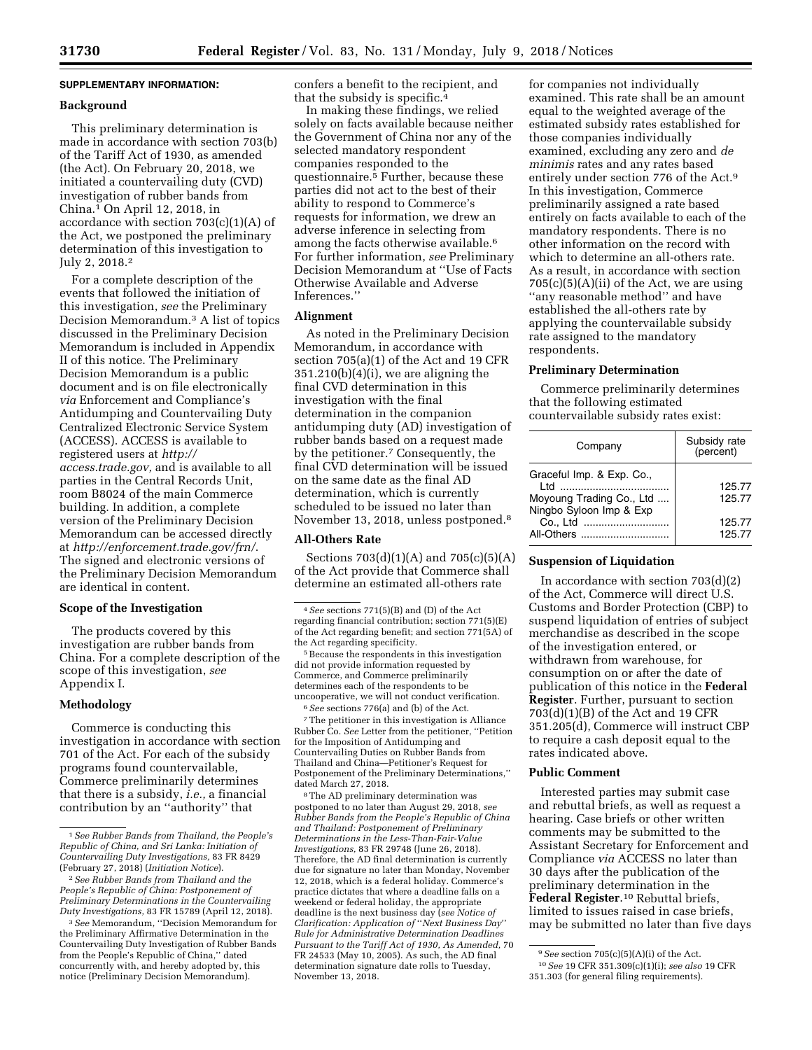**SUPPLEMENTARY INFORMATION:**

**Background**

This preliminary determination is made in accordance with section 703(b) of the Tariff Act of 1930, as amended (the Act). On February 20, 2018, we initiated a countervailing duty (CVD) investigation of rubber bands from China.[1] On April 12, 2018, in accordance with section 703(c)(1)(A) of the Act, we postponed the preliminary determination of this investigation to July 2, 2018.[2]

For a complete description of the events that followed the initiation of this investigation, *see* the Preliminary Decision Memorandum.[3] A list of topics discussed in the Preliminary Decision Memorandum is included in Appendix II of this notice. The Preliminary Decision Memorandum is a public document and is on file electronically *via* Enforcement and Compliance's Antidumping and Countervailing Duty Centralized Electronic Service System (ACCESS). ACCESS is available to registered users at *http://access.trade.gov,* and is available to all parties in the Central Records Unit, room B8024 of the main Commerce building. In addition, a complete version of the Preliminary Decision Memorandum can be accessed directly at *http://enforcement.trade.gov/frn/.* The signed and electronic versions of the Preliminary Decision Memorandum are identical in content.

**Scope of the Investigation**

The products covered by this investigation are rubber bands from China. For a complete description of the scope of this investigation, *see* Appendix I.

**Methodology**

Commerce is conducting this investigation in accordance with section 701 of the Act. For each of the subsidy programs found countervailable, Commerce preliminarily determines that there is a subsidy, *i.e.,* a financial contribution by an ''authority'' that confers a benefit to the recipient, and that the subsidy is specific.[4]

In making these findings, we relied solely on facts available because neither the Government of China nor any of the selected mandatory respondent companies responded to the questionnaire.[5] Further, because these parties did not act to the best of their ability to respond to Commerce's requests for information, we drew an adverse inference in selecting from among the facts otherwise available.[6] For further information, *see* Preliminary Decision Memorandum at ''Use of Facts Otherwise Available and Adverse Inferences.''

**Alignment**

As noted in the Preliminary Decision Memorandum, in accordance with section 705(a)(1) of the Act and 19 CFR 351.210(b)(4)(i), we are aligning the final CVD determination in this investigation with the final determination in the companion antidumping duty (AD) investigation of rubber bands based on a request made by the petitioner.[7] Consequently, the final CVD determination will be issued on the same date as the final AD determination, which is currently scheduled to be issued no later than November 13, 2018, unless postponed.[8]

**All-Others Rate**

Sections 703(d)(1)(A) and 705(c)(5)(A) of the Act provide that Commerce shall determine an estimated all-others rate for companies not individually examined. This rate shall be an amount equal to the weighted average of the estimated subsidy rates established for those companies individually examined, excluding any zero and *de minimis* rates and any rates based entirely under section 776 of the Act.[9] In this investigation, Commerce preliminarily assigned a rate based entirely on facts available to each of the mandatory respondents. There is no other information on the record with which to determine an all-others rate. As a result, in accordance with section 705(c)(5)(A)(ii) of the Act, we are using ''any reasonable method'' and have established the all-others rate by applying the countervailable subsidy rate assigned to the mandatory respondents.

**Preliminary Determination**

Commerce preliminarily determines that the following estimated countervailable subsidy rates exist:

| Company | Subsidy rate (percent) |
|---|---|
| Graceful Imp. & Exp. Co., Ltd | 125.77 |
| Moyoung Trading Co., Ltd | 125.77 |
| Ningbo Syloon Imp & Exp Co., Ltd | 125.77 |
| All-Others | 125.77 |

**Suspension of Liquidation**

In accordance with section 703(d)(2) of the Act, Commerce will direct U.S. Customs and Border Protection (CBP) to suspend liquidation of entries of subject merchandise as described in the scope of the investigation entered, or withdrawn from warehouse, for consumption on or after the date of publication of this notice in the **Federal Register**. Further, pursuant to section 703(d)(1)(B) of the Act and 19 CFR 351.205(d), Commerce will instruct CBP to require a cash deposit equal to the rates indicated above.

**Public Comment**

Interested parties may submit case and rebuttal briefs, as well as request a hearing. Case briefs or other written comments may be submitted to the Assistant Secretary for Enforcement and Compliance *via* ACCESS no later than 30 days after the publication of the preliminary determination in the **Federal Register**.[10] Rebuttal briefs, limited to issues raised in case briefs, may be submitted no later than five days

---

[1] *See Rubber Bands from Thailand, the People's Republic of China, and Sri Lanka: Initiation of Countervailing Duty Investigations,* 83 FR 8429 (February 27, 2018) (*Initiation Notice*).

[2] *See Rubber Bands from Thailand and the People's Republic of China: Postponement of Preliminary Determinations in the Countervailing Duty Investigations,* 83 FR 15789 (April 12, 2018).

[3] *See* Memorandum, ''Decision Memorandum for the Preliminary Affirmative Determination in the Countervailing Duty Investigation of Rubber Bands from the People's Republic of China,'' dated concurrently with, and hereby adopted by, this notice (Preliminary Decision Memorandum).

[4] *See* sections 771(5)(B) and (D) of the Act regarding financial contribution; section 771(5)(E) of the Act regarding benefit; and section 771(5A) of the Act regarding specificity.

[5] Because the respondents in this investigation did not provide information requested by Commerce, and Commerce preliminarily determines each of the respondents to be uncooperative, we will not conduct verification.

[6] *See* sections 776(a) and (b) of the Act.

[7] The petitioner in this investigation is Alliance Rubber Co. *See* Letter from the petitioner, ''Petition for the Imposition of Antidumping and Countervailing Duties on Rubber Bands from Thailand and China—Petitioner's Request for Postponement of the Preliminary Determinations,'' dated March 27, 2018.

[8] The AD preliminary determination was postponed to no later than August 29, 2018, *see Rubber Bands from the People's Republic of China and Thailand: Postponement of Preliminary Determinations in the Less-Than-Fair-Value Investigations,* 83 FR 29748 (June 26, 2018). Therefore, the AD final determination is currently due for signature no later than Monday, November 12, 2018, which is a federal holiday. Commerce's practice dictates that where a deadline falls on a weekend or federal holiday, the appropriate deadline is the next business day (*see Notice of Clarification: Application of ''Next Business Day'' Rule for Administrative Determination Deadlines Pursuant to the Tariff Act of 1930, As Amended,* 70 FR 24533 (May 10, 2005). As such, the AD final determination signature date rolls to Tuesday, November 13, 2018.

[9] *See* section 705(c)(5)(A)(i) of the Act.

[10] *See* 19 CFR 351.309(c)(1)(i); *see also* 19 CFR 351.303 (for general filing requirements).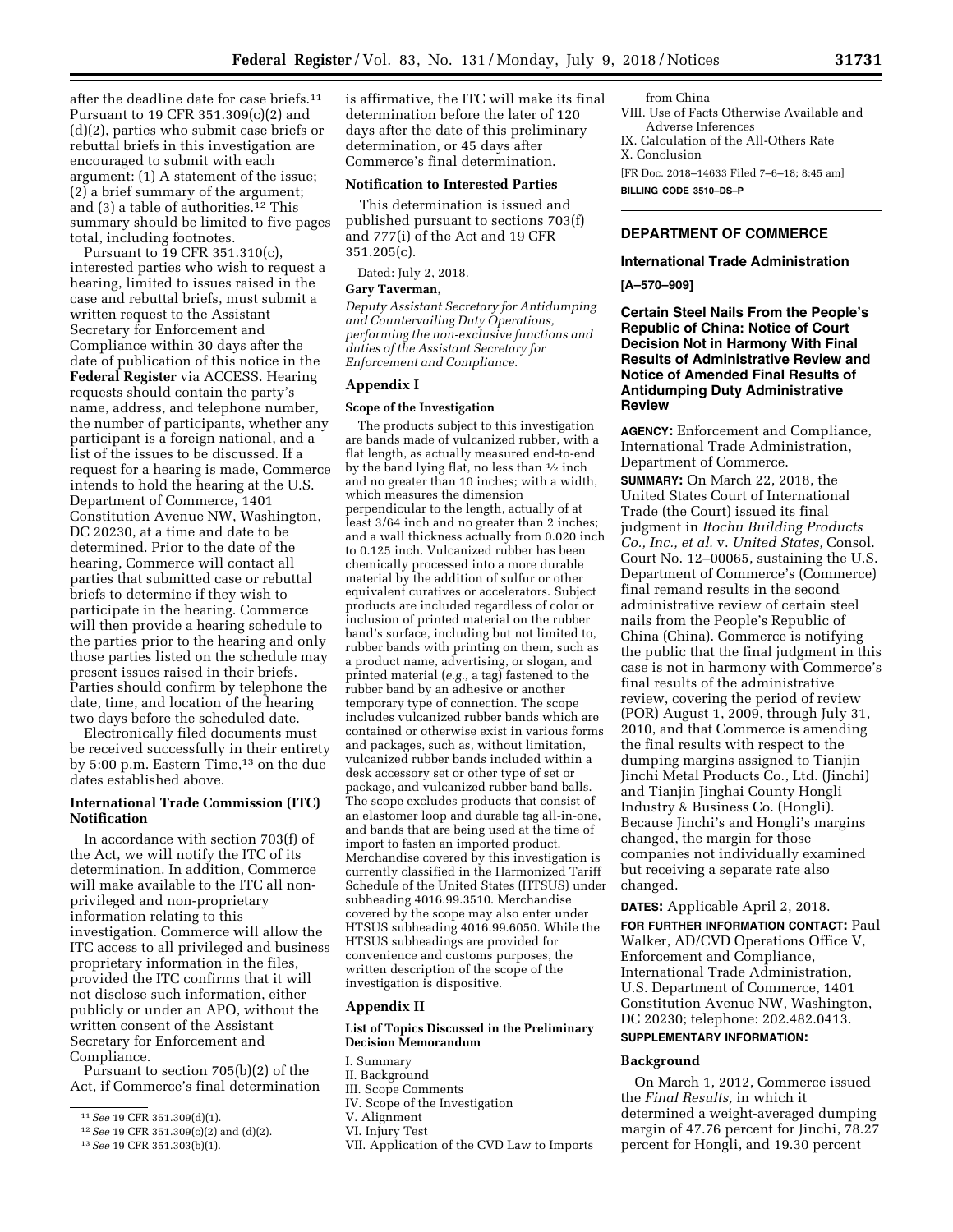after the deadline date for case briefs.[11] Pursuant to 19 CFR 351.309(c)(2) and (d)(2), parties who submit case briefs or rebuttal briefs in this investigation are encouraged to submit with each argument: (1) A statement of the issue; (2) a brief summary of the argument; and (3) a table of authorities.[12] This summary should be limited to five pages total, including footnotes.

Pursuant to 19 CFR 351.310(c), interested parties who wish to request a hearing, limited to issues raised in the case and rebuttal briefs, must submit a written request to the Assistant Secretary for Enforcement and Compliance within 30 days after the date of publication of this notice in the **Federal Register** via ACCESS. Hearing requests should contain the party's name, address, and telephone number, the number of participants, whether any participant is a foreign national, and a list of the issues to be discussed. If a request for a hearing is made, Commerce intends to hold the hearing at the U.S. Department of Commerce, 1401 Constitution Avenue NW, Washington, DC 20230, at a time and date to be determined. Prior to the date of the hearing, Commerce will contact all parties that submitted case or rebuttal briefs to determine if they wish to participate in the hearing. Commerce will then provide a hearing schedule to the parties prior to the hearing and only those parties listed on the schedule may present issues raised in their briefs. Parties should confirm by telephone the date, time, and location of the hearing two days before the scheduled date.

Electronically filed documents must be received successfully in their entirety by 5:00 p.m. Eastern Time,[13] on the due dates established above.

### International Trade Commission (ITC) Notification

In accordance with section 703(f) of the Act, we will notify the ITC of its determination. In addition, Commerce will make available to the ITC all non-privileged and non-proprietary information relating to this investigation. Commerce will allow the ITC access to all privileged and business proprietary information in the files, provided the ITC confirms that it will not disclose such information, either publicly or under an APO, without the written consent of the Assistant Secretary for Enforcement and Compliance.

Pursuant to section 705(b)(2) of the Act, if Commerce's final determination is affirmative, the ITC will make its final determination before the later of 120 days after the date of this preliminary determination, or 45 days after Commerce's final determination.

### Notification to Interested Parties

This determination is issued and published pursuant to sections 703(f) and 777(i) of the Act and 19 CFR 351.205(c).

Dated: July 2, 2018.

**Gary Taverman,**

*Deputy Assistant Secretary for Antidumping and Countervailing Duty Operations, performing the non-exclusive functions and duties of the Assistant Secretary for Enforcement and Compliance.*

## Appendix I

### Scope of the Investigation

The products subject to this investigation are bands made of vulcanized rubber, with a flat length, as actually measured end-to-end by the band lying flat, no less than ½ inch and no greater than 10 inches; with a width, which measures the dimension perpendicular to the length, actually of at least 3/64 inch and no greater than 2 inches; and a wall thickness actually from 0.020 inch to 0.125 inch. Vulcanized rubber has been chemically processed into a more durable material by the addition of sulfur or other equivalent curatives or accelerators. Subject products are included regardless of color or inclusion of printed material on the rubber band's surface, including but not limited to, rubber bands with printing on them, such as a product name, advertising, or slogan, and printed material (*e.g.,* a tag) fastened to the rubber band by an adhesive or another temporary type of connection. The scope includes vulcanized rubber bands which are contained or otherwise exist in various forms and packages, such as, without limitation, vulcanized rubber bands included within a desk accessory set or other type of set or package, and vulcanized rubber band balls. The scope excludes products that consist of an elastomer loop and durable tag all-in-one, and bands that are being used at the time of import to fasten an imported product. Merchandise covered by this investigation is currently classified in the Harmonized Tariff Schedule of the United States (HTSUS) under subheading 4016.99.3510. Merchandise covered by the scope may also enter under HTSUS subheading 4016.99.6050. While the HTSUS subheadings are provided for convenience and customs purposes, the written description of the scope of the investigation is dispositive.

## Appendix II

### List of Topics Discussed in the Preliminary Decision Memorandum

I. Summary
II. Background
III. Scope Comments
IV. Scope of the Investigation
V. Alignment
VI. Injury Test
VII. Application of the CVD Law to Imports from China
VIII. Use of Facts Otherwise Available and Adverse Inferences
IX. Calculation of the All-Others Rate
X. Conclusion

[FR Doc. 2018–14633 Filed 7–6–18; 8:45 am]

**BILLING CODE 3510–DS–P**

---

## DEPARTMENT OF COMMERCE

### International Trade Administration

**[A–570–909]**

### Certain Steel Nails From the People's Republic of China: Notice of Court Decision Not in Harmony With Final Results of Administrative Review and Notice of Amended Final Results of Antidumping Duty Administrative Review

**AGENCY:** Enforcement and Compliance, International Trade Administration, Department of Commerce.

**SUMMARY:** On March 22, 2018, the United States Court of International Trade (the Court) issued its final judgment in *Itochu Building Products Co., Inc., et al.* v. *United States,* Consol. Court No. 12–00065, sustaining the U.S. Department of Commerce's (Commerce) final remand results in the second administrative review of certain steel nails from the People's Republic of China (China). Commerce is notifying the public that the final judgment in this case is not in harmony with Commerce's final results of the administrative review, covering the period of review (POR) August 1, 2009, through July 31, 2010, and that Commerce is amending the final results with respect to the dumping margins assigned to Tianjin Jinchi Metal Products Co., Ltd. (Jinchi) and Tianjin Jinghai County Hongli Industry & Business Co. (Hongli). Because Jinchi's and Hongli's margins changed, the margin for those companies not individually examined but receiving a separate rate also changed.

**DATES:** Applicable April 2, 2018.

**FOR FURTHER INFORMATION CONTACT:** Paul Walker, AD/CVD Operations Office V, Enforcement and Compliance, International Trade Administration, U.S. Department of Commerce, 1401 Constitution Avenue NW, Washington, DC 20230; telephone: 202.482.0413.

**SUPPLEMENTARY INFORMATION:**

### Background

On March 1, 2012, Commerce issued the *Final Results,* in which it determined a weight-averaged dumping margin of 47.76 percent for Jinchi, 78.27 percent for Hongli, and 19.30 percent

---

[11] *See* 19 CFR 351.309(d)(1).

[12] *See* 19 CFR 351.309(c)(2) and (d)(2).

[13] *See* 19 CFR 351.303(b)(1).